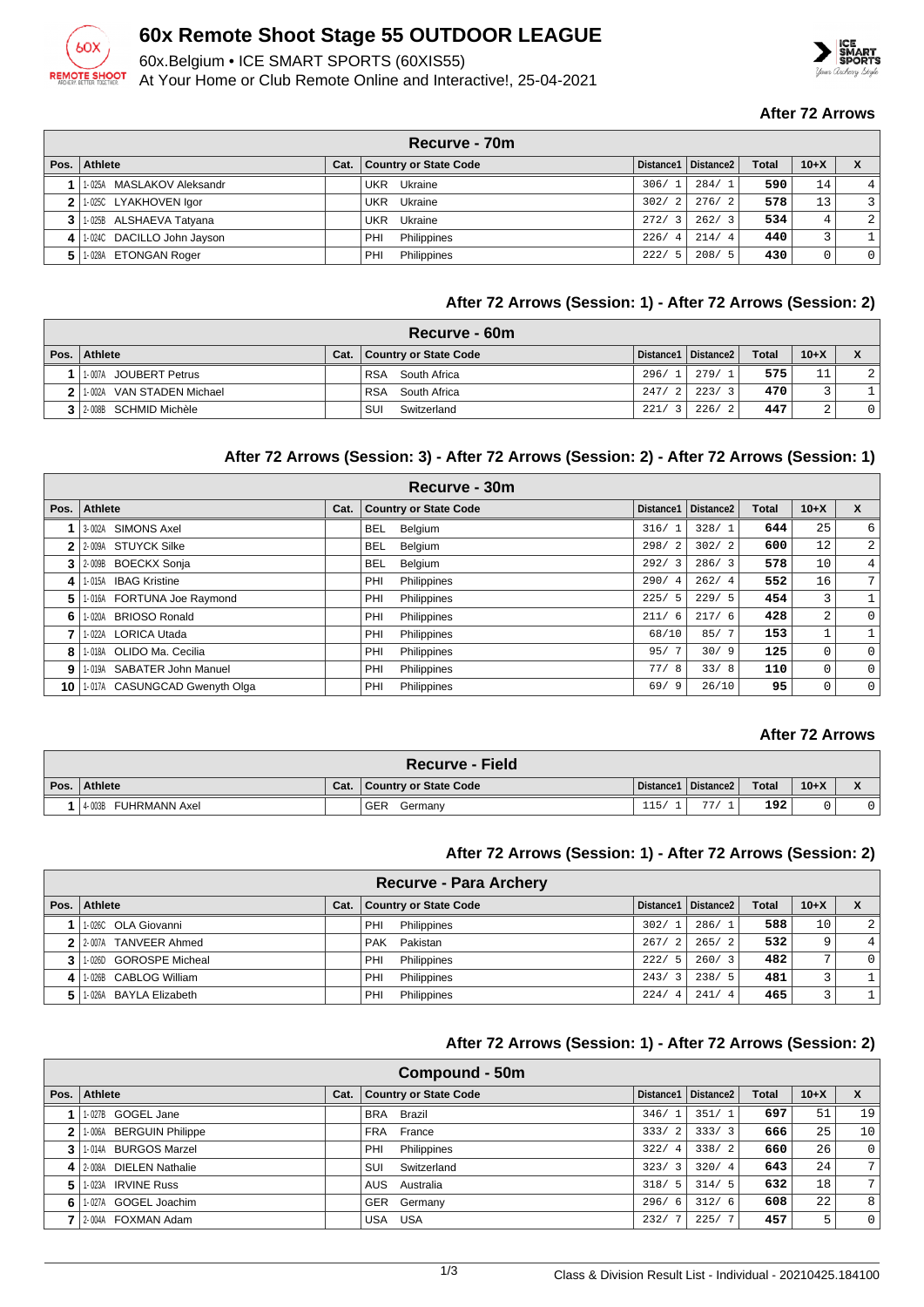# 60x Remote Shoot Stage 55 OUTDOOR LEAGUE

60x.Belgium • ICE SMART SPORTS (60XIS55)
At Your Home or Club Remote Online and Interactive!, 25-04-2021

**After 72 Arrows**

| Recurve - 70m | | | | | | | | |
|---|---|---|---|---|---|---|---|---|
| Pos. | Athlete | Cat. | Country or State Code | Distance1 | Distance2 | Total | 10+X | X |
| 1 | 1-025A MASLAKOV Aleksandr | | UKR Ukraine | 306/ 1 | 284/ 1 | 590 | 14 | 4 |
| 2 | 1-025C LYAKHOVEN Igor | | UKR Ukraine | 302/ 2 | 276/ 2 | 578 | 13 | 3 |
| 3 | 1-025B ALSHAEVA Tatyana | | UKR Ukraine | 272/ 3 | 262/ 3 | 534 | 4 | 2 |
| 4 | 1-024C DACILLO John Jayson | | PHI Philippines | 226/ 4 | 214/ 4 | 440 | 3 | 1 |
| 5 | 1-028A ETONGAN Roger | | PHI Philippines | 222/ 5 | 208/ 5 | 430 | 0 | 0 |

**After 72 Arrows (Session: 1) - After 72 Arrows (Session: 2)**

| Recurve - 60m | | | | | | | | |
|---|---|---|---|---|---|---|---|---|
| Pos. | Athlete | Cat. | Country or State Code | Distance1 | Distance2 | Total | 10+X | X |
| 1 | 1-007A JOUBERT Petrus | | RSA South Africa | 296/ 1 | 279/ 1 | 575 | 11 | 2 |
| 2 | 1-002A VAN STADEN Michael | | RSA South Africa | 247/ 2 | 223/ 3 | 470 | 3 | 1 |
| 3 | 2-008B SCHMID Michèle | | SUI Switzerland | 221/ 3 | 226/ 2 | 447 | 2 | 0 |

**After 72 Arrows (Session: 3) - After 72 Arrows (Session: 2) - After 72 Arrows (Session: 1)**

| Recurve - 30m | | | | | | | | |
|---|---|---|---|---|---|---|---|---|
| Pos. | Athlete | Cat. | Country or State Code | Distance1 | Distance2 | Total | 10+X | X |
| 1 | 3-002A SIMONS Axel | | BEL Belgium | 316/ 1 | 328/ 1 | 644 | 25 | 6 |
| 2 | 2-009A STUYCK Silke | | BEL Belgium | 298/ 2 | 302/ 2 | 600 | 12 | 2 |
| 3 | 2-009B BOECKX Sonja | | BEL Belgium | 292/ 3 | 286/ 3 | 578 | 10 | 4 |
| 4 | 1-015A IBAG Kristine | | PHI Philippines | 290/ 4 | 262/ 4 | 552 | 16 | 7 |
| 5 | 1-016A FORTUNA Joe Raymond | | PHI Philippines | 225/ 5 | 229/ 5 | 454 | 3 | 1 |
| 6 | 1-020A BRIOSO Ronald | | PHI Philippines | 211/ 6 | 217/ 6 | 428 | 2 | 0 |
| 7 | 1-022A LORICA Utada | | PHI Philippines | 68/10 | 85/ 7 | 153 | 1 | 1 |
| 8 | 1-018A OLIDO Ma. Cecilia | | PHI Philippines | 95/ 7 | 30/ 9 | 125 | 0 | 0 |
| 9 | 1-019A SABATER John Manuel | | PHI Philippines | 77/ 8 | 33/ 8 | 110 | 0 | 0 |
| 10 | 1-017A CASUNGCAD Gwenyth Olga | | PHI Philippines | 69/ 9 | 26/10 | 95 | 0 | 0 |

**After 72 Arrows**

| Recurve - Field | | | | | | | | |
|---|---|---|---|---|---|---|---|---|
| Pos. | Athlete | Cat. | Country or State Code | Distance1 | Distance2 | Total | 10+X | X |
| 1 | 4-003B FUHRMANN Axel | | GER Germany | 115/ 1 | 77/ 1 | 192 | 0 | 0 |

**After 72 Arrows (Session: 1) - After 72 Arrows (Session: 2)**

| Recurve - Para Archery | | | | | | | | |
|---|---|---|---|---|---|---|---|---|
| Pos. | Athlete | Cat. | Country or State Code | Distance1 | Distance2 | Total | 10+X | X |
| 1 | 1-026C OLA Giovanni | | PHI Philippines | 302/ 1 | 286/ 1 | 588 | 10 | 2 |
| 2 | 2-007A TANVEER Ahmed | | PAK Pakistan | 267/ 2 | 265/ 2 | 532 | 9 | 4 |
| 3 | 1-026D GOROSPE Micheal | | PHI Philippines | 222/ 5 | 260/ 3 | 482 | 7 | 0 |
| 4 | 1-026B CABLOG William | | PHI Philippines | 243/ 3 | 238/ 5 | 481 | 3 | 1 |
| 5 | 1-026A BAYLA Elizabeth | | PHI Philippines | 224/ 4 | 241/ 4 | 465 | 3 | 1 |

**After 72 Arrows (Session: 1) - After 72 Arrows (Session: 2)**

| Compound - 50m | | | | | | | | |
|---|---|---|---|---|---|---|---|---|
| Pos. | Athlete | Cat. | Country or State Code | Distance1 | Distance2 | Total | 10+X | X |
| 1 | 1-027B GOGEL Jane | | BRA Brazil | 346/ 1 | 351/ 1 | 697 | 51 | 19 |
| 2 | 1-006A BERGUIN Philippe | | FRA France | 333/ 2 | 333/ 3 | 666 | 25 | 10 |
| 3 | 1-014A BURGOS Marzel | | PHI Philippines | 322/ 4 | 338/ 2 | 660 | 26 | 0 |
| 4 | 2-008A DIELEN Nathalie | | SUI Switzerland | 323/ 3 | 320/ 4 | 643 | 24 | 7 |
| 5 | 1-023A IRVINE Russ | | AUS Australia | 318/ 5 | 314/ 5 | 632 | 18 | 7 |
| 6 | 1-027A GOGEL Joachim | | GER Germany | 296/ 6 | 312/ 6 | 608 | 22 | 8 |
| 7 | 2-004A FOXMAN Adam | | USA USA | 232/ 7 | 225/ 7 | 457 | 5 | 0 |

Class & Division Result List - Individual - 20210425.184100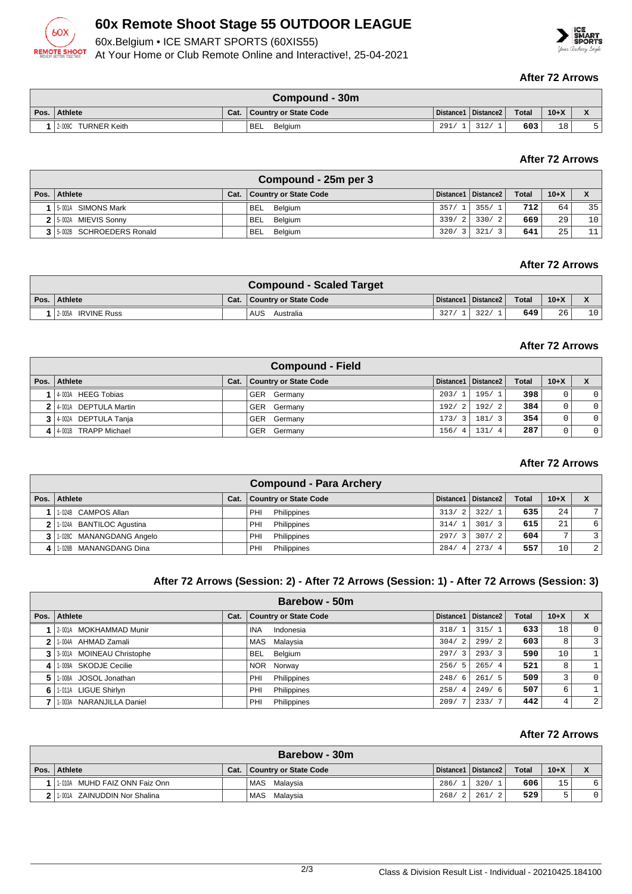# 60x Remote Shoot Stage 55 OUTDOOR LEAGUE

60x.Belgium • ICE SMART SPORTS (60XIS55)

At Your Home or Club Remote Online and Interactive!, 25-04-2021

**After 72 Arrows**

| Compound - 30m | | | | | | | | |
|---|---|---|---|---|---|---|---|---|
| Pos. | Athlete | Cat. | Country or State Code | Distance1 | Distance2 | Total | 10+X | X |
| 1 | 2-009C TURNER Keith | | BEL Belgium | 291/ 1 | 312/ 1 | 603 | 18 | 5 |

**After 72 Arrows**

| Compound - 25m per 3 | | | | | | | | |
|---|---|---|---|---|---|---|---|---|
| Pos. | Athlete | Cat. | Country or State Code | Distance1 | Distance2 | Total | 10+X | X |
| 1 | 5-001A SIMONS Mark | | BEL Belgium | 357/ 1 | 355/ 1 | 712 | 64 | 35 |
| 2 | 5-002A MIEVIS Sonny | | BEL Belgium | 339/ 2 | 330/ 2 | 669 | 29 | 10 |
| 3 | 5-002B SCHROEDERS Ronald | | BEL Belgium | 320/ 3 | 321/ 3 | 641 | 25 | 11 |

**After 72 Arrows**

| Compound - Scaled Target | | | | | | | | |
|---|---|---|---|---|---|---|---|---|
| Pos. | Athlete | Cat. | Country or State Code | Distance1 | Distance2 | Total | 10+X | X |
| 1 | 2-005A IRVINE Russ | | AUS Australia | 327/ 1 | 322/ 1 | 649 | 26 | 10 |

**After 72 Arrows**

| Compound - Field | | | | | | | | |
|---|---|---|---|---|---|---|---|---|
| Pos. | Athlete | Cat. | Country or State Code | Distance1 | Distance2 | Total | 10+X | X |
| 1 | 4-003A HEEG Tobias | | GER Germany | 203/ 1 | 195/ 1 | 398 | 0 | 0 |
| 2 | 4-001A DEPTULA Martin | | GER Germany | 192/ 2 | 192/ 2 | 384 | 0 | 0 |
| 3 | 4-002A DEPTULA Tanja | | GER Germany | 173/ 3 | 181/ 3 | 354 | 0 | 0 |
| 4 | 4-001B TRAPP Michael | | GER Germany | 156/ 4 | 131/ 4 | 287 | 0 | 0 |

**After 72 Arrows**

| Compound - Para Archery | | | | | | | | |
|---|---|---|---|---|---|---|---|---|
| Pos. | Athlete | Cat. | Country or State Code | Distance1 | Distance2 | Total | 10+X | X |
| 1 | 1-024B CAMPOS Allan | | PHI Philippines | 313/ 2 | 322/ 1 | 635 | 24 | 7 |
| 2 | 1-024A BANTILOC Agustina | | PHI Philippines | 314/ 1 | 301/ 3 | 615 | 21 | 6 |
| 3 | 1-028C MANANGDANG Angelo | | PHI Philippines | 297/ 3 | 307/ 2 | 604 | 7 | 3 |
| 4 | 1-028B MANANGDANG Dina | | PHI Philippines | 284/ 4 | 273/ 4 | 557 | 10 | 2 |

**After 72 Arrows (Session: 2) - After 72 Arrows (Session: 1) - After 72 Arrows (Session: 3)**

| Barebow - 50m | | | | | | | | |
|---|---|---|---|---|---|---|---|---|
| Pos. | Athlete | Cat. | Country or State Code | Distance1 | Distance2 | Total | 10+X | X |
| 1 | 2-001A MOKHAMMAD Munir | | INA Indonesia | 318/ 1 | 315/ 1 | 633 | 18 | 0 |
| 2 | 1-004A AHMAD Zamali | | MAS Malaysia | 304/ 2 | 299/ 2 | 603 | 8 | 3 |
| 3 | 3-001A MOINEAU Christophe | | BEL Belgium | 297/ 3 | 293/ 3 | 590 | 10 | 1 |
| 4 | 1-009A SKODJE Cecilie | | NOR Norway | 256/ 5 | 265/ 4 | 521 | 8 | 1 |
| 5 | 1-008A JOSOL Jonathan | | PHI Philippines | 248/ 6 | 261/ 5 | 509 | 3 | 0 |
| 6 | 1-011A LIGUE Shirlyn | | PHI Philippines | 258/ 4 | 249/ 6 | 507 | 6 | 1 |
| 7 | 1-003A NARANJILLA Daniel | | PHI Philippines | 209/ 7 | 233/ 7 | 442 | 4 | 2 |

**After 72 Arrows**

| Barebow - 30m | | | | | | | | |
|---|---|---|---|---|---|---|---|---|
| Pos. | Athlete | Cat. | Country or State Code | Distance1 | Distance2 | Total | 10+X | X |
| 1 | 1-010A MUHD FAIZ ONN Faiz Onn | | MAS Malaysia | 286/ 1 | 320/ 1 | 606 | 15 | 6 |
| 2 | 1-001A ZAINUDDIN Nor Shalina | | MAS Malaysia | 268/ 2 | 261/ 2 | 529 | 5 | 0 |

Class & Division Result List - Individual - 20210425.184100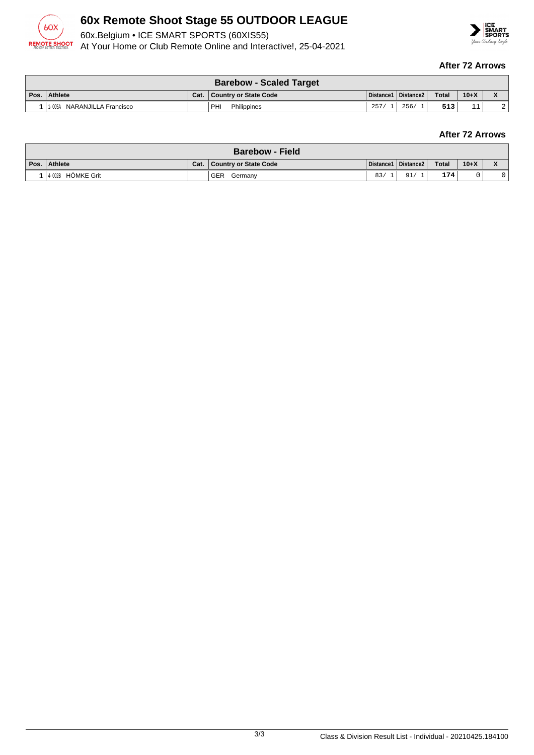# 60x Remote Shoot Stage 55 OUTDOOR LEAGUE

60x.Belgium • ICE SMART SPORTS (60XIS55)
At Your Home or Club Remote Online and Interactive!, 25-04-2021

**After 72 Arrows**

| Barebow - Scaled Target | | | | | | | | |
|---|---|---|---|---|---|---|---|---|
| Pos. | Athlete | Cat. | Country or State Code | Distance1 | Distance2 | Total | 10+X | X |
| 1 | 1-005A NARANJILLA Francisco | | PHI Philippines | 257/ 1 | 256/ 1 | 513 | 11 | 2 |

**After 72 Arrows**

| Barebow - Field | | | | | | | | |
|---|---|---|---|---|---|---|---|---|
| Pos. | Athlete | Cat. | Country or State Code | Distance1 | Distance2 | Total | 10+X | X |
| 1 | 4-002B HÖMKE Grit | | GER Germany | 83/ 1 | 91/ 1 | 174 | 0 | 0 |

Class & Division Result List - Individual - 20210425.184100